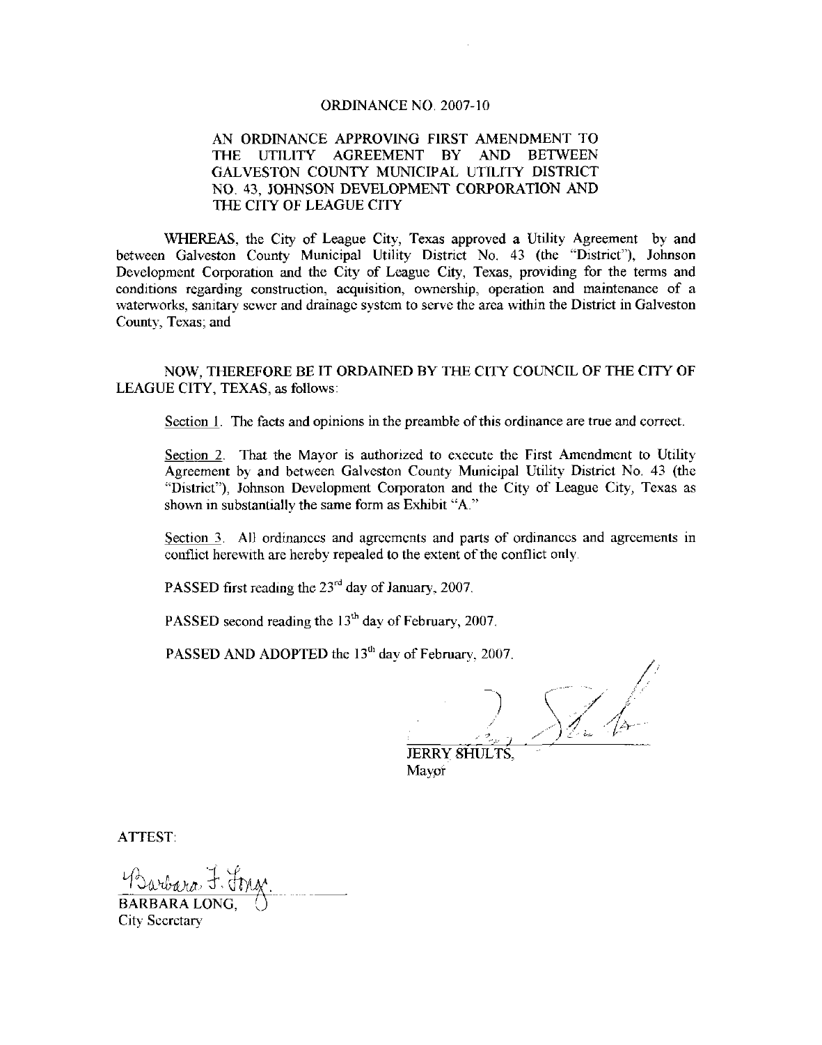# ORDINANCE NO. 2007-10

## AN ORDINANCE APPROVING FIRST AMENDMENT TO THE UTILITY AGREEMENT BY AND BETWEEN GALVESTON COUNTY MUNICIPAL UTILITY DISTRICT NO. 43, JOHNSON DEVELOPMENT CORPORATION AND THE CITY OF LEAGUE CITY

WHEREAS, the City of League City, Texas approved a Utility Agreement by and between Galveston County Municipal Utility District No. 43 (the "District"), Johnson Development Corporation and the City of League City, Texas, providing for the terms and conditions regarding construction, acquisition, ownership, operation and maintenance of a waterworks, sanitary sewer and drainage system to serve the area within the District in Galveston County, Texas; and

NOW, THEREFORE BE IT ORDAINED BY THE CITY COUNCIL OF THE CITY OF LEAGUE CITY, TEXAS, as follows:

Section 1. The facts and opinions in the preamble of this ordinance are true and correct.

Section 2. That the Mayor is authorized to execute the First Amendment to Utility Agreement by and between Galveston County Municipal Utility District No. 43 (the "District"), Johnson Development Corporaton and the City of League City, Texas as shown in substantially the same form as Exhibit "A."

Section 3. All ordinances and agreements and parts of ordinances and agreements in conflict herewith are hereby repealed to the extent of the conflict only.

PASSED first reading the 23rd day of January, 2007.

PASSED second reading the 13th day of February, 2007.

PASSED AND ADOPTED the 13th day of February, 2007.

JERRY SHULTS,
Mayor

ATTEST:

BARBARA LONG,
City Secretary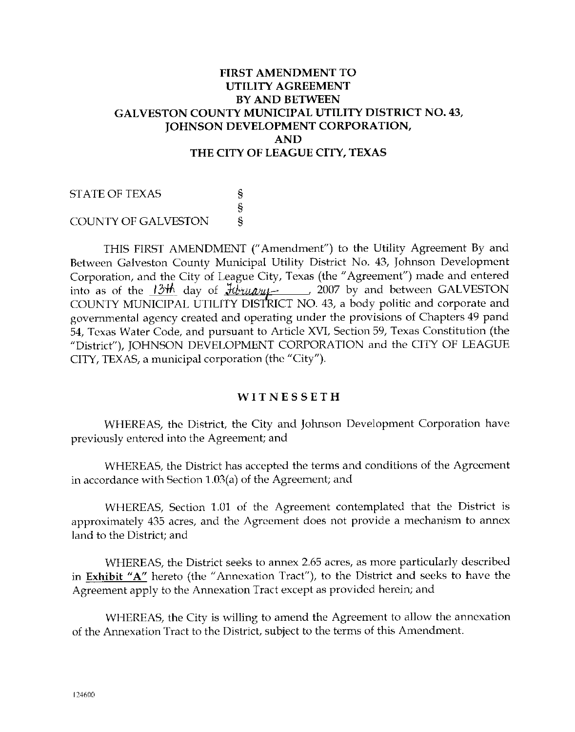# FIRST AMENDMENT TO UTILITY AGREEMENT BY AND BETWEEN GALVESTON COUNTY MUNICIPAL UTILITY DISTRICT NO. 43, JOHNSON DEVELOPMENT CORPORATION, AND THE CITY OF LEAGUE CITY, TEXAS

STATE OF TEXAS §
§
COUNTY OF GALVESTON §

THIS FIRST AMENDMENT ("Amendment") to the Utility Agreement By and Between Galveston County Municipal Utility District No. 43, Johnson Development Corporation, and the City of League City, Texas (the "Agreement") made and entered into as of the 13th day of February, 2007 by and between GALVESTON COUNTY MUNICIPAL UTILITY DISTRICT NO. 43, a body politic and corporate and governmental agency created and operating under the provisions of Chapters 49 pand 54, Texas Water Code, and pursuant to Article XVI, Section 59, Texas Constitution (the "District"), JOHNSON DEVELOPMENT CORPORATION and the CITY OF LEAGUE CITY, TEXAS, a municipal corporation (the "City").

## WITNESSETH

WHEREAS, the District, the City and Johnson Development Corporation have previously entered into the Agreement; and

WHEREAS, the District has accepted the terms and conditions of the Agreement in accordance with Section 1.03(a) of the Agreement; and

WHEREAS, Section 1.01 of the Agreement contemplated that the District is approximately 435 acres, and the Agreement does not provide a mechanism to annex land to the District; and

WHEREAS, the District seeks to annex 2.65 acres, as more particularly described in **Exhibit "A"** hereto (the "Annexation Tract"), to the District and seeks to have the Agreement apply to the Annexation Tract except as provided herein; and

WHEREAS, the City is willing to amend the Agreement to allow the annexation of the Annexation Tract to the District, subject to the terms of this Amendment.

124600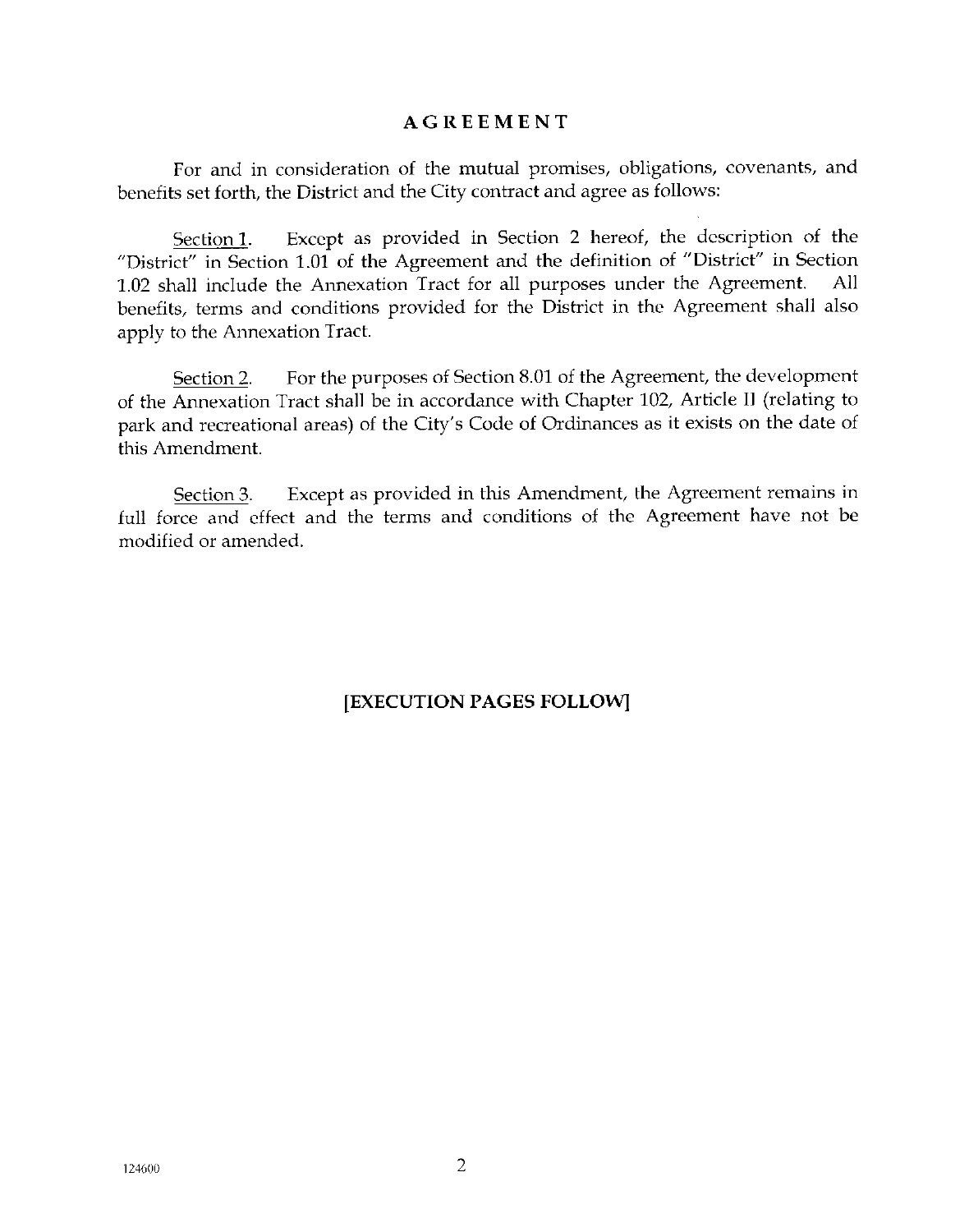## AGREEMENT

For and in consideration of the mutual promises, obligations, covenants, and benefits set forth, the District and the City contract and agree as follows:

Section 1. Except as provided in Section 2 hereof, the description of the "District" in Section 1.01 of the Agreement and the definition of "District" in Section 1.02 shall include the Annexation Tract for all purposes under the Agreement. All benefits, terms and conditions provided for the District in the Agreement shall also apply to the Annexation Tract.

Section 2. For the purposes of Section 8.01 of the Agreement, the development of the Annexation Tract shall be in accordance with Chapter 102, Article II (relating to park and recreational areas) of the City's Code of Ordinances as it exists on the date of this Amendment.

Section 3. Except as provided in this Amendment, the Agreement remains in full force and effect and the terms and conditions of the Agreement have not be modified or amended.

**[EXECUTION PAGES FOLLOW]**

124600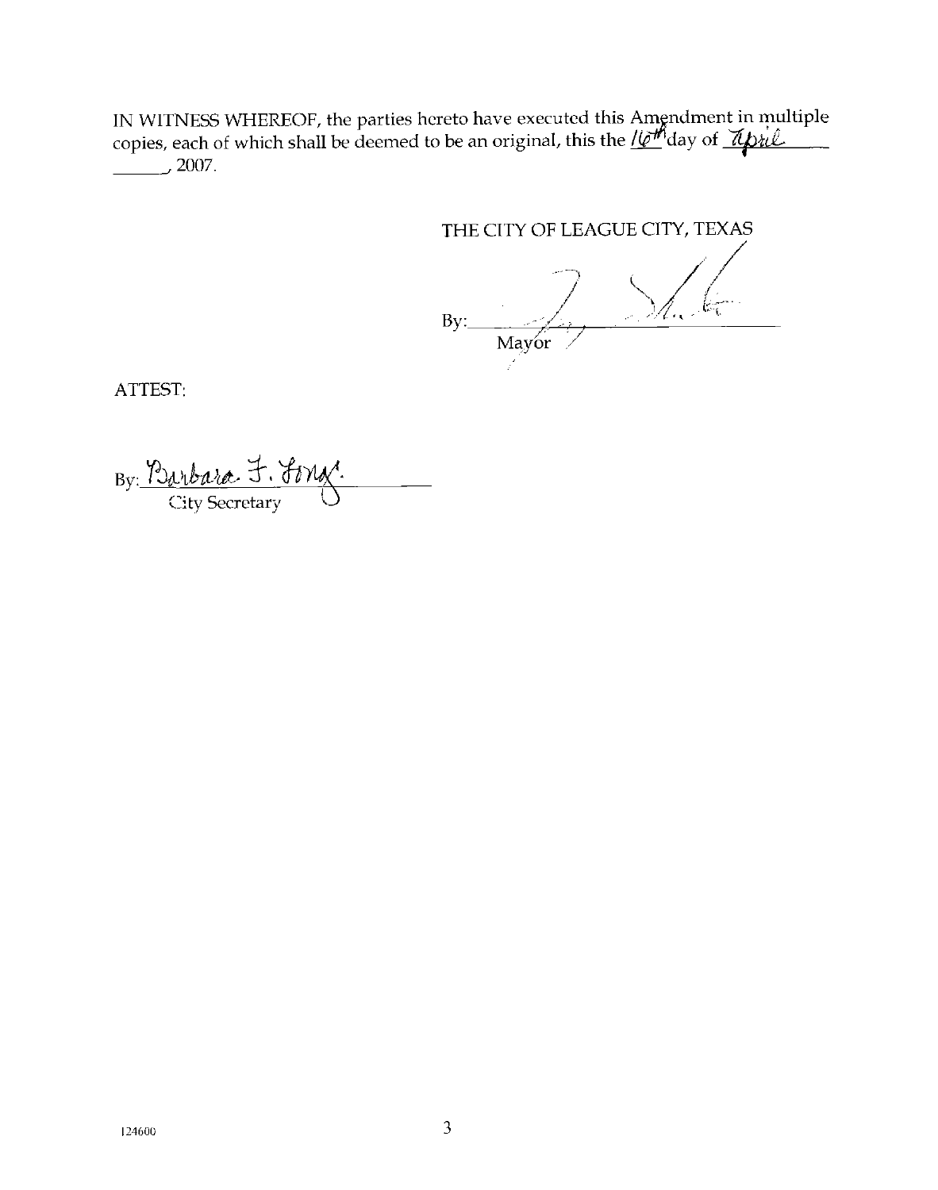IN WITNESS WHEREOF, the parties hereto have executed this Amendment in multiple copies, each of which shall be deemed to be an original, this the 16th day of April \_\_\_\_\_\_, 2007.

THE CITY OF LEAGUE CITY, TEXAS

By: \_\_\_\_\_\_\_\_\_\_\_\_\_\_\_\_\_\_\_\_\_\_\_\_\_\_\_\_\_\_
Mayor

ATTEST:

By: Barbara F. Long
City Secretary

124600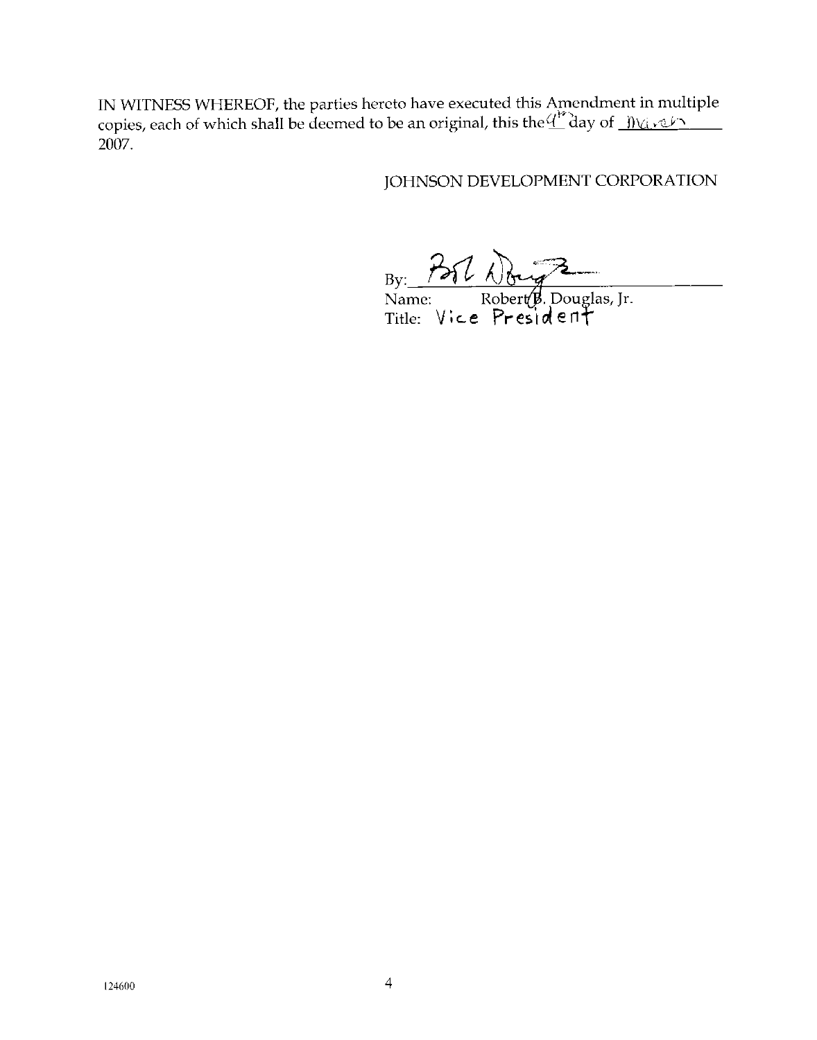IN WITNESS WHEREOF, the parties hereto have executed this Amendment in multiple copies, each of which shall be deemed to be an original, this the 9th day of March 2007.

JOHNSON DEVELOPMENT CORPORATION

By: ______________________________
Name: Robert B. Douglas, Jr.
Title: Vice President

124600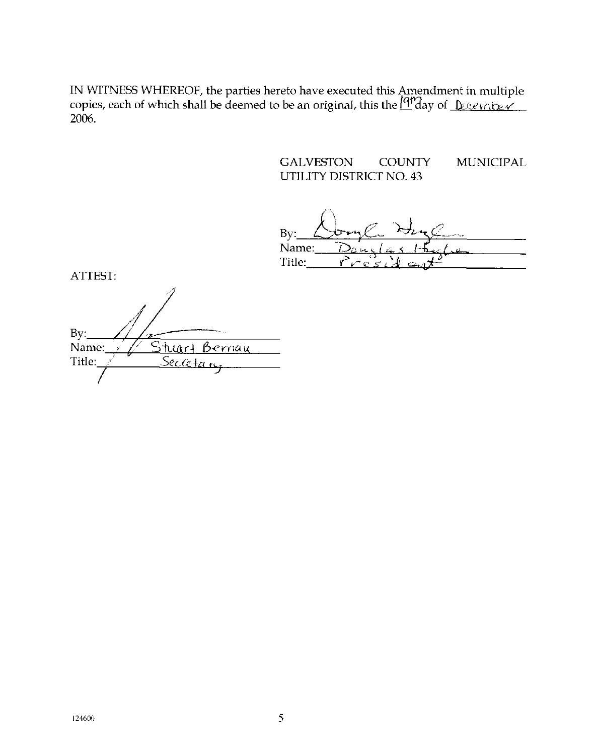IN WITNESS WHEREOF, the parties hereto have executed this Amendment in multiple copies, each of which shall be deemed to be an original, this the 19th day of December 2006.

GALVESTON COUNTY MUNICIPAL UTILITY DISTRICT NO. 43

By: ___________________________
Name: Douglas Hughes
Title: President

ATTEST:

By: ___________________________
Name: Stuart Bernau
Title: Secretary

124600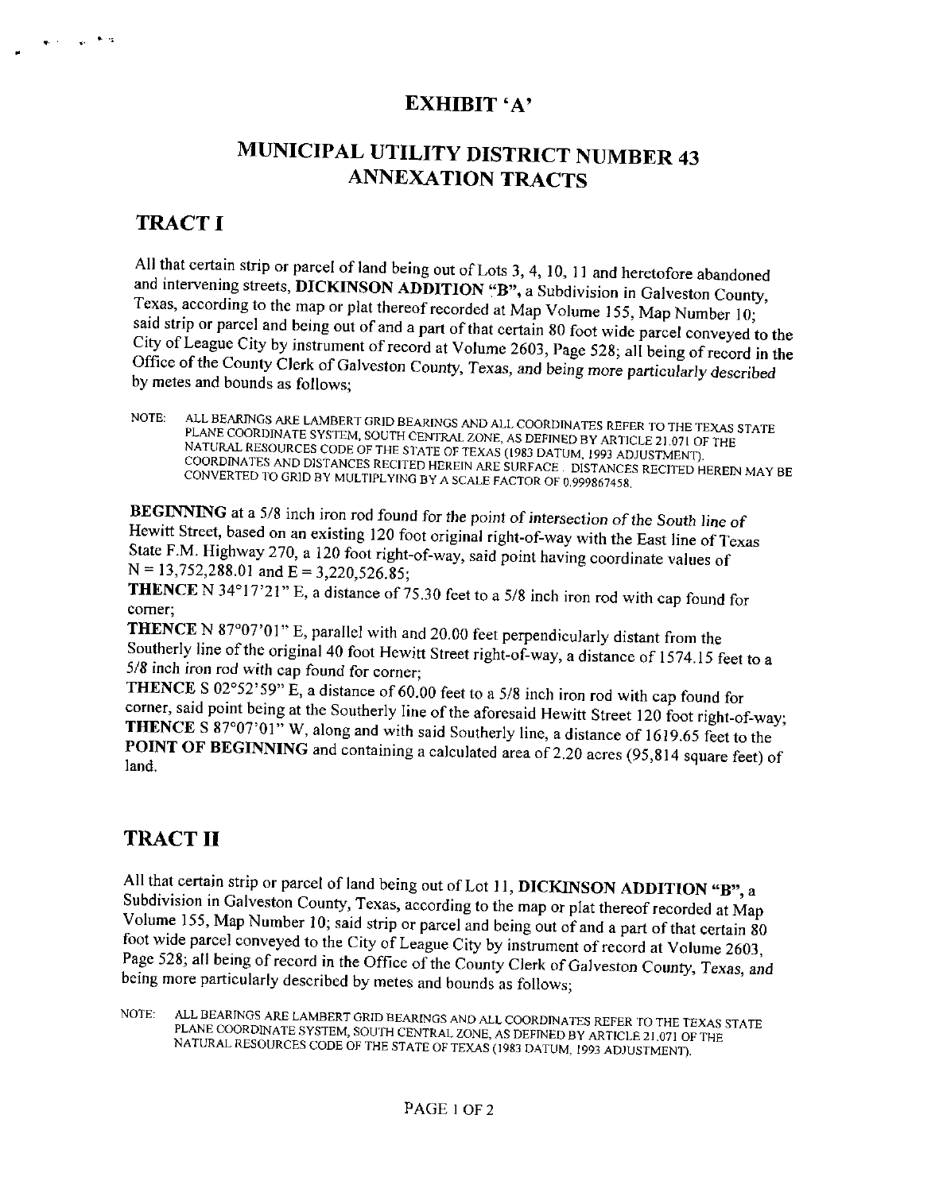# EXHIBIT 'A'

## MUNICIPAL UTILITY DISTRICT NUMBER 43 ANNEXATION TRACTS

## TRACT I

All that certain strip or parcel of land being out of Lots 3, 4, 10, 11 and heretofore abandoned and intervening streets, **DICKINSON ADDITION "B"**, a Subdivision in Galveston County, Texas, according to the map or plat thereof recorded at Map Volume 155, Map Number 10; said strip or parcel and being out of and a part of that certain 80 foot wide parcel conveyed to the City of League City by instrument of record at Volume 2603, Page 528; all being of record in the Office of the County Clerk of Galveston County, Texas, and being more particularly described by metes and bounds as follows;

NOTE: ALL BEARINGS ARE LAMBERT GRID BEARINGS AND ALL COORDINATES REFER TO THE TEXAS STATE PLANE COORDINATE SYSTEM, SOUTH CENTRAL ZONE, AS DEFINED BY ARTICLE 21.071 OF THE NATURAL RESOURCES CODE OF THE STATE OF TEXAS (1983 DATUM, 1993 ADJUSTMENT). COORDINATES AND DISTANCES RECITED HEREIN ARE SURFACE. DISTANCES RECITED HEREIN MAY BE CONVERTED TO GRID BY MULTIPLYING BY A SCALE FACTOR OF 0.999867458.

**BEGINNING** at a 5/8 inch iron rod found for the point of intersection of the South line of Hewitt Street, based on an existing 120 foot original right-of-way with the East line of Texas State F.M. Highway 270, a 120 foot right-of-way, said point having coordinate values of N = 13,752,288.01 and E = 3,220,526.85;

**THENCE** N 34°17'21" E, a distance of 75.30 feet to a 5/8 inch iron rod with cap found for corner;

**THENCE** N 87°07'01" E, parallel with and 20.00 feet perpendicularly distant from the Southerly line of the original 40 foot Hewitt Street right-of-way, a distance of 1574.15 feet to a 5/8 inch iron rod with cap found for corner;

**THENCE** S 02°52'59" E, a distance of 60.00 feet to a 5/8 inch iron rod with cap found for corner, said point being at the Southerly line of the aforesaid Hewitt Street 120 foot right-of-way;

**THENCE** S 87°07'01" W, along and with said Southerly line, a distance of 1619.65 feet to the **POINT OF BEGINNING** and containing a calculated area of 2.20 acres (95,814 square feet) of land.

## TRACT II

All that certain strip or parcel of land being out of Lot 11, **DICKINSON ADDITION "B"**, a Subdivision in Galveston County, Texas, according to the map or plat thereof recorded at Map Volume 155, Map Number 10; said strip or parcel and being out of and a part of that certain 80 foot wide parcel conveyed to the City of League City by instrument of record at Volume 2603, Page 528; all being of record in the Office of the County Clerk of Galveston County, Texas, and being more particularly described by metes and bounds as follows;

NOTE: ALL BEARINGS ARE LAMBERT GRID BEARINGS AND ALL COORDINATES REFER TO THE TEXAS STATE PLANE COORDINATE SYSTEM, SOUTH CENTRAL ZONE, AS DEFINED BY ARTICLE 21.071 OF THE NATURAL RESOURCES CODE OF THE STATE OF TEXAS (1983 DATUM, 1993 ADJUSTMENT).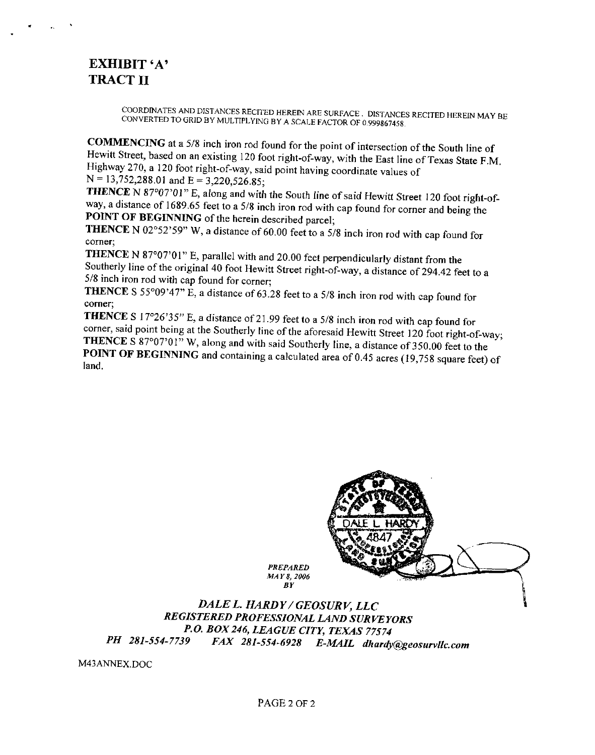# EXHIBIT 'A'
# TRACT II

COORDINATES AND DISTANCES RECITED HEREIN ARE SURFACE. DISTANCES RECITED HEREIN MAY BE CONVERTED TO GRID BY MULTIPLYING BY A SCALE FACTOR OF 0.999867458.

**COMMENCING** at a 5/8 inch iron rod found for the point of intersection of the South line of Hewitt Street, based on an existing 120 foot right-of-way, with the East line of Texas State F.M. Highway 270, a 120 foot right-of-way, said point having coordinate values of N = 13,752,288.01 and E = 3,220,526.85;

**THENCE** N 87°07'01" E, along and with the South line of said Hewitt Street 120 foot right-of-way, a distance of 1689.65 feet to a 5/8 inch iron rod with cap found for corner and being the **POINT OF BEGINNING** of the herein described parcel;

**THENCE** N 02°52'59" W, a distance of 60.00 feet to a 5/8 inch iron rod with cap found for corner;

**THENCE** N 87°07'01" E, parallel with and 20.00 feet perpendicularly distant from the Southerly line of the original 40 foot Hewitt Street right-of-way, a distance of 294.42 feet to a 5/8 inch iron rod with cap found for corner;

**THENCE** S 55°09'47" E, a distance of 63.28 feet to a 5/8 inch iron rod with cap found for corner;

**THENCE** S 17°26'35" E, a distance of 21.99 feet to a 5/8 inch iron rod with cap found for corner, said point being at the Southerly line of the aforesaid Hewitt Street 120 foot right-of-way;

**THENCE** S 87°07'01" W, along and with said Southerly line, a distance of 350.00 feet to the **POINT OF BEGINNING** and containing a calculated area of 0.45 acres (19,758 square feet) of land.

DALE L. HARDY
4847

*PREPARED*
*MAY 8, 2006*
*BY*

***DALE L. HARDY / GEOSURV, LLC***
***REGISTERED PROFESSIONAL LAND SURVEYORS***
***P.O. BOX 246, LEAGUE CITY, TEXAS 77574***
***PH 281-554-7739 FAX 281-554-6928 E-MAIL dhardy@geosurvllc.com***

M43ANNEX.DOC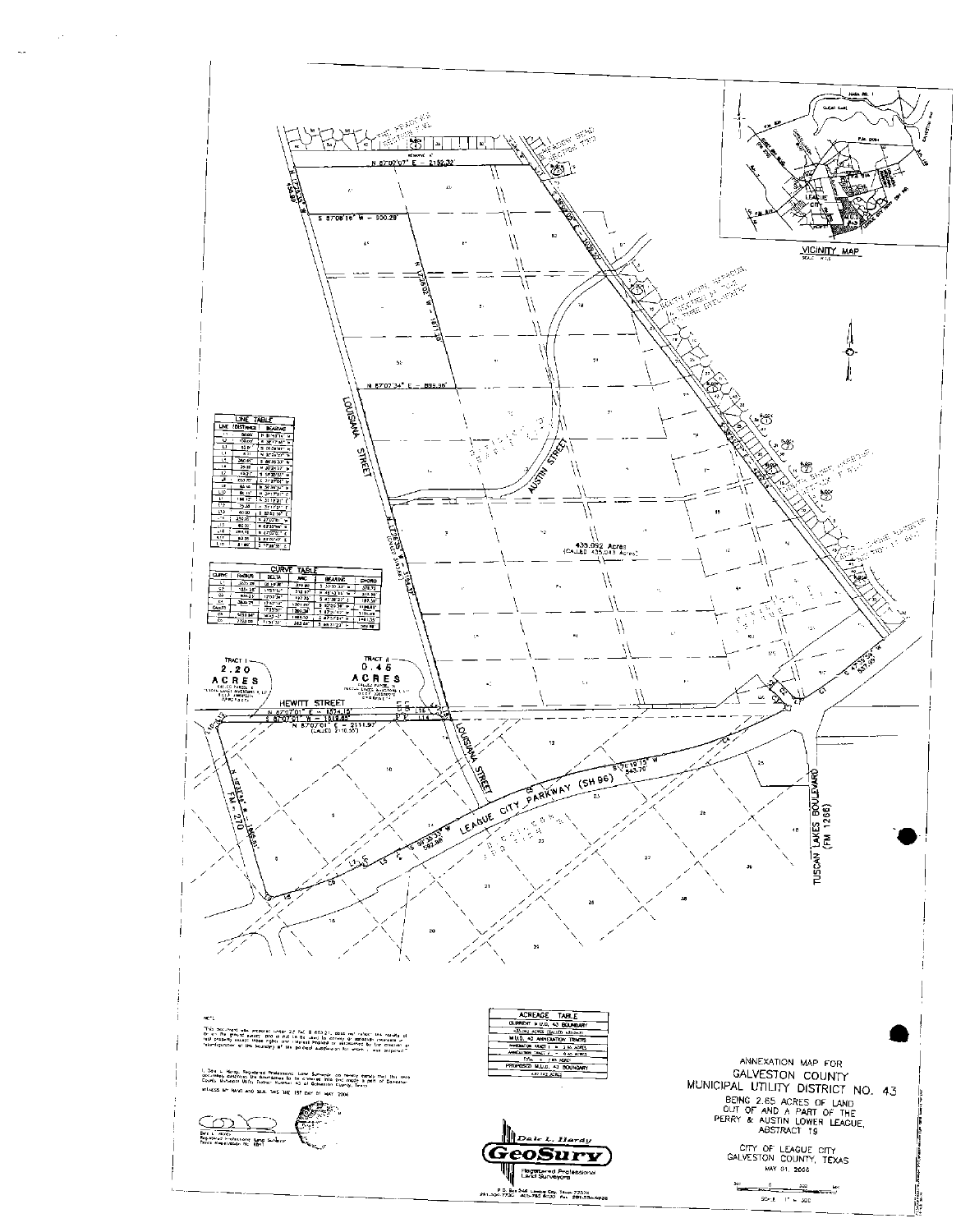# ANNEXATION MAP FOR GALVESTON COUNTY MUNICIPAL UTILITY DISTRICT NO. 43

BEING 2.65 ACRES OF LAND OUT OF AND A PART OF THE PERRY & AUSTIN LOWER LEAGUE, ABSTRACT 19

CITY OF LEAGUE CITY
GALVESTON COUNTY, TEXAS
MAY 01, 2006

SCALE: 1" = 300'

N 87°07'07" E – 2182.32'

S 87°08'16" W – 600.29'

N 87°07'34" E – 899.96'

LOUISIANA STREET

AUSTIN STREET

435.092 Acres
(CALLED 435.043 Acres)

TRACT I
2.20 ACRES

TRACT II
0.45 ACRES

HEWITT STREET

N 87°07'01" E – 1874.15'

S 87°07'01" W – 1818.65'

N 87°07'01" E – 2111.97'
(CALLED 2110.55')

LEAGUE CITY PARKWAY (SH 96)

TUSCAN LAKES BOULEVARD (FM 1266)

FM 270

VICINITY MAP

LINE TABLE

CURVE TABLE

ACREAGE TABLE

| |
|---|
| CURRENT M.U.D. 43 BOUNDARY |
| M.U.D. 43 ANNEXATION TRACTS |
| ANNEXATION TRACT I = 2.20 ACRES |
| ANNEXATION TRACT II = 0.45 ACRES |
| TOTAL = 2.65 ACRES |
| PROPOSED M.U.D. 43 BOUNDARY |

NOTE:

I, Dale L. Hardy, Registered Professional Land Surveyor, do hereby certify that this map accurately describes the boundaries of Galveston County Municipal Utility District Number 43 of Galveston County, Texas.

WITNESS MY HAND AND SEAL THIS THE 1ST DAY OF MAY 2006

Dale L. Hardy
Registered Professional Land Surveyor
Texas Registration No. 1847

Dale L. Hardy
GeoSurv
Registered Professional Land Surveyors
P.O. Box 548 League City, Texas 77574